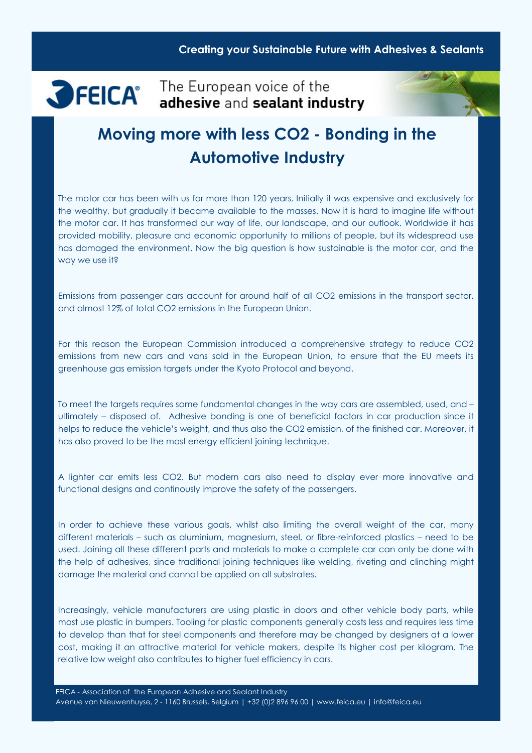Creating your Sustainable Future with Adhesives & Sealants

FEICA The European voice of the **adhesive** and **sealant industry**

# Moving more with less CO2 - Bonding in the Automotive Industry

The motor car has been with us for more than 120 years. Initially it was expensive and exclusively for the wealthy, but gradually it became available to the masses. Now it is hard to imagine life without the motor car. It has transformed our way of life, our landscape, and our outlook. Worldwide it has provided mobility, pleasure and economic opportunity to millions of people, but its widespread use has damaged the environment. Now the big question is how sustainable is the motor car, and the way we use it?

Emissions from passenger cars account for around half of all CO2 emissions in the transport sector, and almost 12% of total CO2 emissions in the European Union.

For this reason the European Commission introduced a comprehensive strategy to reduce CO2 emissions from new cars and vans sold in the European Union, to ensure that the EU meets its greenhouse gas emission targets under the Kyoto Protocol and beyond.

To meet the targets requires some fundamental changes in the way cars are assembled, used, and – ultimately – disposed of. Adhesive bonding is one of beneficial factors in car production since it helps to reduce the vehicle's weight, and thus also the CO2 emission, of the finished car. Moreover, it has also proved to be the most energy efficient joining technique.

A lighter car emits less CO2. But modern cars also need to display ever more innovative and functional designs and continously improve the safety of the passengers.

In order to achieve these various goals, whilst also limiting the overall weight of the car, many different materials – such as aluminium, magnesium, steel, or fibre-reinforced plastics – need to be used. Joining all these different parts and materials to make a complete car can only be done with the help of adhesives, since traditional joining techniques like welding, riveting and clinching might damage the material and cannot be applied on all substrates.

Increasingly, vehicle manufacturers are using plastic in doors and other vehicle body parts, while most use plastic in bumpers. Tooling for plastic components generally costs less and requires less time to develop than that for steel components and therefore may be changed by designers at a lower cost, making it an attractive material for vehicle makers, despite its higher cost per kilogram. The relative low weight also contributes to higher fuel efficiency in cars.

FEICA - Association of the European Adhesive and Sealant Industry
Avenue van Nieuwenhuyse, 2 - 1160 Brussels, Belgium | +32 (0)2 896 96 00 | www.feica.eu | info@feica.eu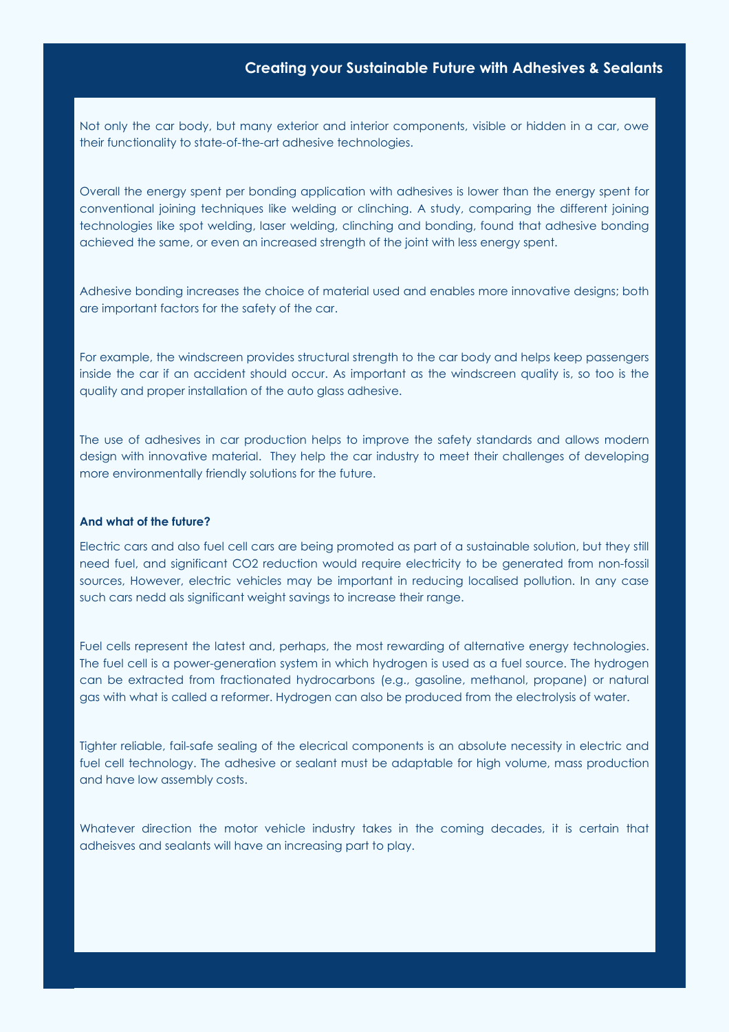Not only the car body, but many exterior and interior components, visible or hidden in a car, owe their functionality to state-of-the-art adhesive technologies.

Overall the energy spent per bonding application with adhesives is lower than the energy spent for conventional joining techniques like welding or clinching. A study, comparing the different joining technologies like spot welding, laser welding, clinching and bonding, found that adhesive bonding achieved the same, or even an increased strength of the joint with less energy spent.

Adhesive bonding increases the choice of material used and enables more innovative designs; both are important factors for the safety of the car.

For example, the windscreen provides structural strength to the car body and helps keep passengers inside the car if an accident should occur. As important as the windscreen quality is, so too is the quality and proper installation of the auto glass adhesive.

The use of adhesives in car production helps to improve the safety standards and allows modern design with innovative material. They help the car industry to meet their challenges of developing more environmentally friendly solutions for the future.

**And what of the future?**

Electric cars and also fuel cell cars are being promoted as part of a sustainable solution, but they still need fuel, and significant $CO_2$ reduction would require electricity to be generated from non-fossil sources, However, electric vehicles may be important in reducing localised pollution. In any case such cars nedd als significant weight savings to increase their range.

Fuel cells represent the latest and, perhaps, the most rewarding of alternative energy technologies. The fuel cell is a power-generation system in which hydrogen is used as a fuel source. The hydrogen can be extracted from fractionated hydrocarbons (e.g., gasoline, methanol, propane) or natural gas with what is called a reformer. Hydrogen can also be produced from the electrolysis of water.

Tighter reliable, fail-safe sealing of the elecrical components is an absolute necessity in electric and fuel cell technology. The adhesive or sealant must be adaptable for high volume, mass production and have low assembly costs.

Whatever direction the motor vehicle industry takes in the coming decades, it is certain that adheisves and sealants will have an increasing part to play.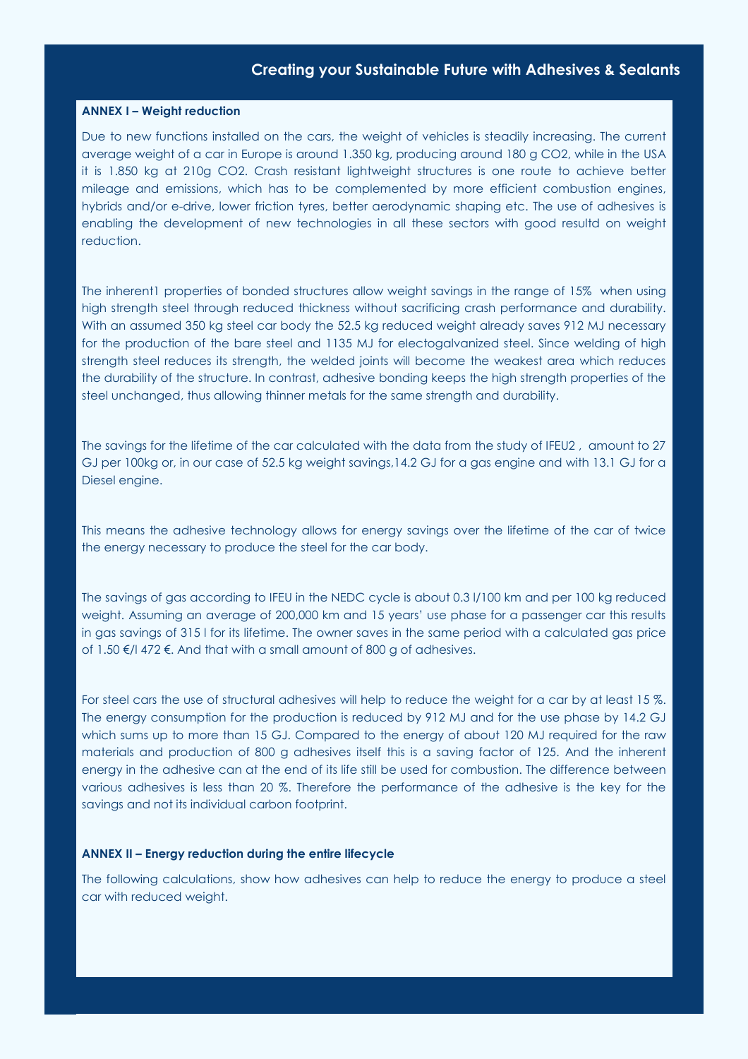## ANNEX I – Weight reduction

Due to new functions installed on the cars, the weight of vehicles is steadily increasing. The current average weight of a car in Europe is around 1.350 kg, producing around 180 g $CO_2$, while in the USA it is 1.850 kg at 210g $CO_2$. Crash resistant lightweight structures is one route to achieve better mileage and emissions, which has to be complemented by more efficient combustion engines, hybrids and/or e-drive, lower friction tyres, better aerodynamic shaping etc. The use of adhesives is enabling the development of new technologies in all these sectors with good resultd on weight reduction.

The inherent[1] properties of bonded structures allow weight savings in the range of 15% when using high strength steel through reduced thickness without sacrificing crash performance and durability. With an assumed 350 kg steel car body the 52.5 kg reduced weight already saves 912 MJ necessary for the production of the bare steel and 1135 MJ for electogalvanized steel. Since welding of high strength steel reduces its strength, the welded joints will become the weakest area which reduces the durability of the structure. In contrast, adhesive bonding keeps the high strength properties of the steel unchanged, thus allowing thinner metals for the same strength and durability.

The savings for the lifetime of the car calculated with the data from the study of IFEU[2] , amount to 27 GJ per 100kg or, in our case of 52.5 kg weight savings,14.2 GJ for a gas engine and with 13.1 GJ for a Diesel engine.

This means the adhesive technology allows for energy savings over the lifetime of the car of twice the energy necessary to produce the steel for the car body.

The savings of gas according to IFEU in the NEDC cycle is about 0.3 l/100 km and per 100 kg reduced weight. Assuming an average of 200,000 km and 15 years' use phase for a passenger car this results in gas savings of 315 l for its lifetime. The owner saves in the same period with a calculated gas price of 1.50 €/l 472 €. And that with a small amount of 800 g of adhesives.

For steel cars the use of structural adhesives will help to reduce the weight for a car by at least 15 %. The energy consumption for the production is reduced by 912 MJ and for the use phase by 14.2 GJ which sums up to more than 15 GJ. Compared to the energy of about 120 MJ required for the raw materials and production of 800 g adhesives itself this is a saving factor of 125. And the inherent energy in the adhesive can at the end of its life still be used for combustion. The difference between various adhesives is less than 20 %. Therefore the performance of the adhesive is the key for the savings and not its individual carbon footprint.

## ANNEX II – Energy reduction during the entire lifecycle

The following calculations, show how adhesives can help to reduce the energy to produce a steel car with reduced weight.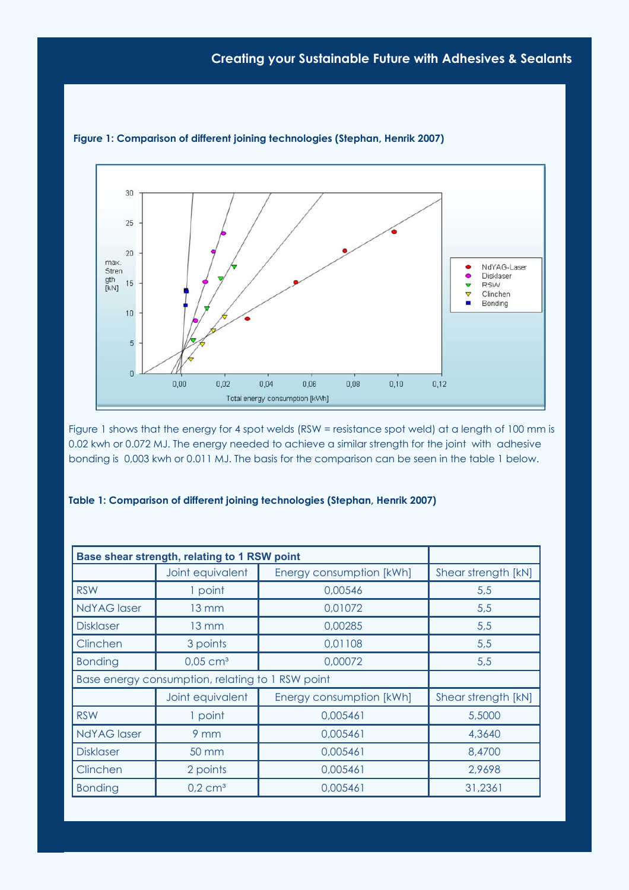**Figure 1: Comparison of different joining technologies (Stephan, Henrik 2007)**

Figure 1 shows that the energy for 4 spot welds (RSW = resistance spot weld) at a length of 100 mm is 0.02 kwh or 0.072 MJ. The energy needed to achieve a similar strength for the joint with adhesive bonding is 0,003 kwh or 0.011 MJ. The basis for the comparison can be seen in the table 1 below.

**Table 1: Comparison of different joining technologies (Stephan, Henrik 2007)**

| **Base shear strength, relating to 1 RSW point** | | | |
|---|---|---|---|
| | Joint equivalent | Energy consumption [kWh] | Shear strength [kN] |
| RSW | 1 point | 0,00546 | 5,5 |
| NdYAG laser | 13 mm | 0,01072 | 5,5 |
| Disklaser | 13 mm | 0,00285 | 5,5 |
| Clinchen | 3 points | 0,01108 | 5,5 |
| Bonding | 0,05 cm³ | 0,00072 | 5,5 |
| Base energy consumption, relating to 1 RSW point | | | |
| | Joint equivalent | Energy consumption [kWh] | Shear strength [kN] |
| RSW | 1 point | 0,005461 | 5,5000 |
| NdYAG laser | 9 mm | 0,005461 | 4,3640 |
| Disklaser | 50 mm | 0,005461 | 8,4700 |
| Clinchen | 2 points | 0,005461 | 2,9698 |
| Bonding | 0,2 cm³ | 0,005461 | 31,2361 |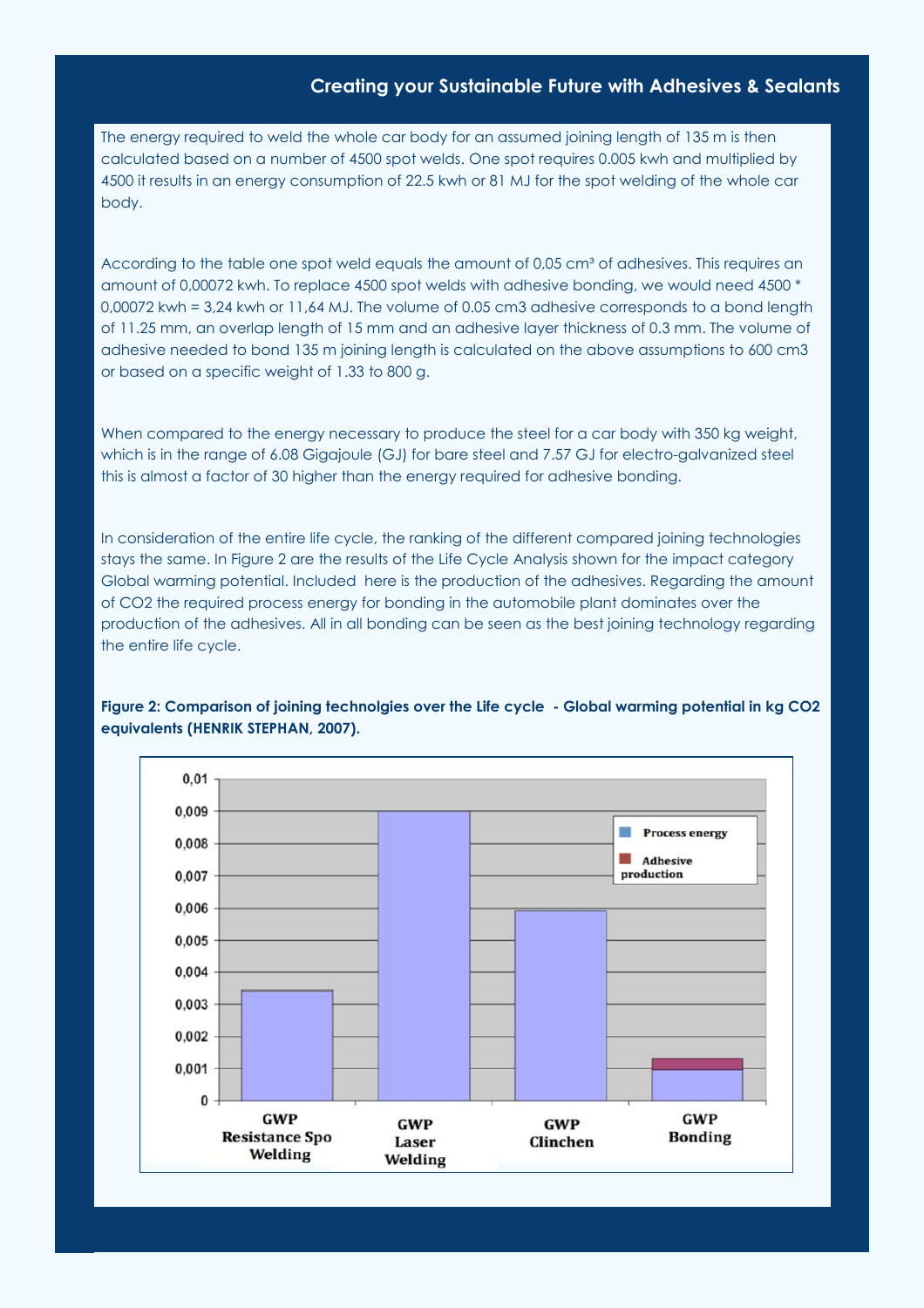The energy required to weld the whole car body for an assumed joining length of 135 m is then calculated based on a number of 4500 spot welds. One spot requires 0.005 kwh and multiplied by 4500 it results in an energy consumption of 22.5 kwh or 81 MJ for the spot welding of the whole car body.

According to the table one spot weld equals the amount of 0,05 cm³ of adhesives. This requires an amount of 0,00072 kwh. To replace 4500 spot welds with adhesive bonding, we would need 4500 * 0,00072 kwh = 3,24 kwh or 11,64 MJ. The volume of 0.05 cm3 adhesive corresponds to a bond length of 11.25 mm, an overlap length of 15 mm and an adhesive layer thickness of 0.3 mm. The volume of adhesive needed to bond 135 m joining length is calculated on the above assumptions to 600 cm3 or based on a specific weight of 1.33 to 800 g.

When compared to the energy necessary to produce the steel for a car body with 350 kg weight, which is in the range of 6.08 Gigajoule (GJ) for bare steel and 7.57 GJ for electro-galvanized steel this is almost a factor of 30 higher than the energy required for adhesive bonding.

In consideration of the entire life cycle, the ranking of the different compared joining technologies stays the same. In Figure 2 are the results of the Life Cycle Analysis shown for the impact category Global warming potential. Included here is the production of the adhesives. Regarding the amount of CO2 the required process energy for bonding in the automobile plant dominates over the production of the adhesives. All in all bonding can be seen as the best joining technology regarding the entire life cycle.

**Figure 2: Comparison of joining technolgies over the Life cycle - Global warming potential in kg CO2 equivalents (HENRIK STEPHAN, 2007).**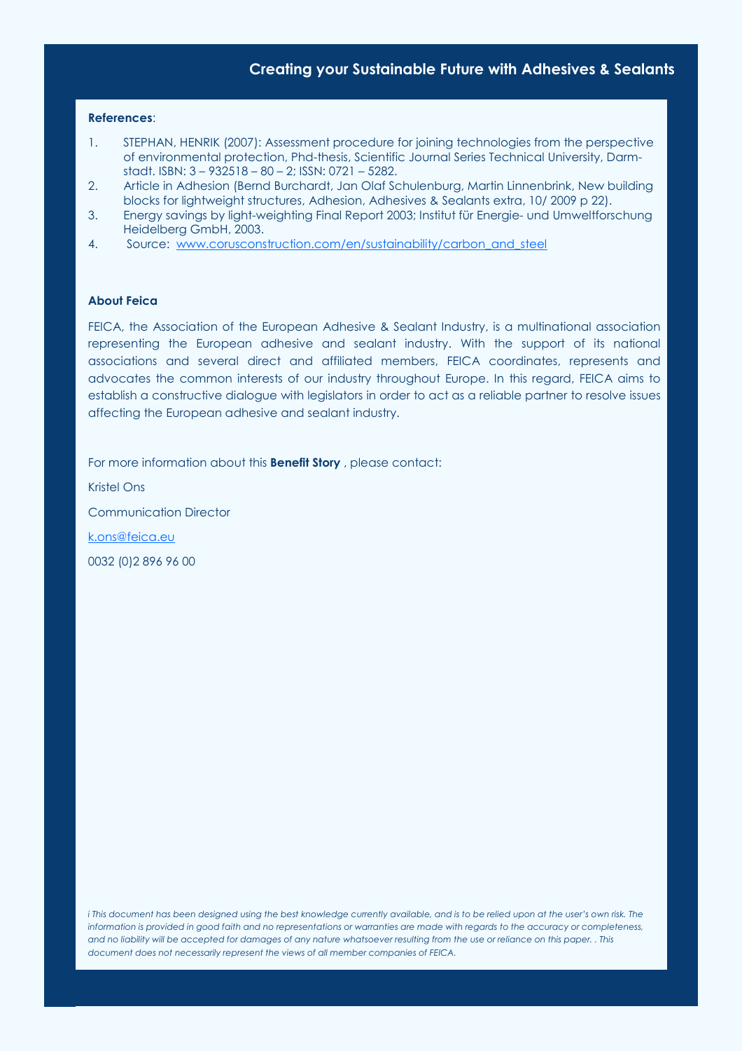**References**:

1. STEPHAN, HENRIK (2007): Assessment procedure for joining technologies from the perspective of environmental protection, Phd-thesis, Scientific Journal Series Technical University, Darm-stadt. ISBN: 3 – 932518 – 80 – 2; ISSN: 0721 – 5282.
2. Article in Adhesion (Bernd Burchardt, Jan Olaf Schulenburg, Martin Linnenbrink, New building blocks for lightweight structures, Adhesion, Adhesives & Sealants extra, 10/ 2009 p 22).
3. Energy savings by light-weighting Final Report 2003; Institut für Energie- und Umweltforschung Heidelberg GmbH, 2003.
4. Source: www.corusconstruction.com/en/sustainability/carbon_and_steel

**About Feica**

FEICA, the Association of the European Adhesive & Sealant Industry, is a multinational association representing the European adhesive and sealant industry. With the support of its national associations and several direct and affiliated members, FEICA coordinates, represents and advocates the common interests of our industry throughout Europe. In this regard, FEICA aims to establish a constructive dialogue with legislators in order to act as a reliable partner to resolve issues affecting the European adhesive and sealant industry.

For more information about this **Benefit Story** , please contact:

Kristel Ons

Communication Director

k.ons@feica.eu

0032 (0)2 896 96 00

*i This document has been designed using the best knowledge currently available, and is to be relied upon at the user's own risk. The information is provided in good faith and no representations or warranties are made with regards to the accuracy or completeness, and no liability will be accepted for damages of any nature whatsoever resulting from the use or reliance on this paper. . This document does not necessarily represent the views of all member companies of FEICA.*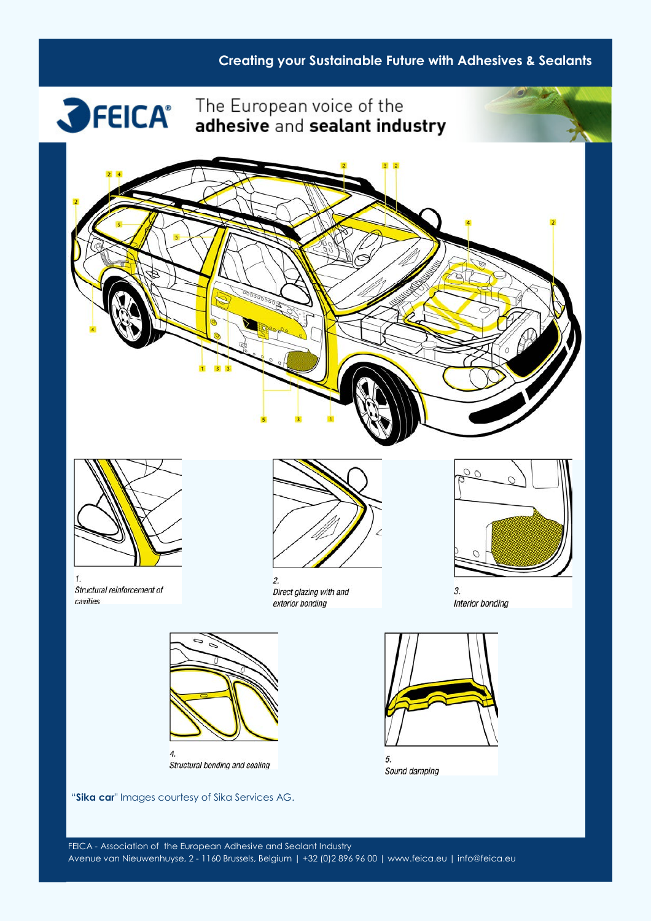Creating your Sustainable Future with Adhesives & Sealants

FEICA® The European voice of the **adhesive** and **sealant industry**

1.
Structural reinforcement of cavities

2.
Direct glazing with and exterior bonding

3.
Interior bonding

4.
Structural bonding and sealing

5.
Sound damping

"**Sika car**" Images courtesy of Sika Services AG.

FEICA - Association of the European Adhesive and Sealant Industry
Avenue van Nieuwenhuyse, 2 - 1160 Brussels, Belgium | +32 (0)2 896 96 00 | www.feica.eu | info@feica.eu